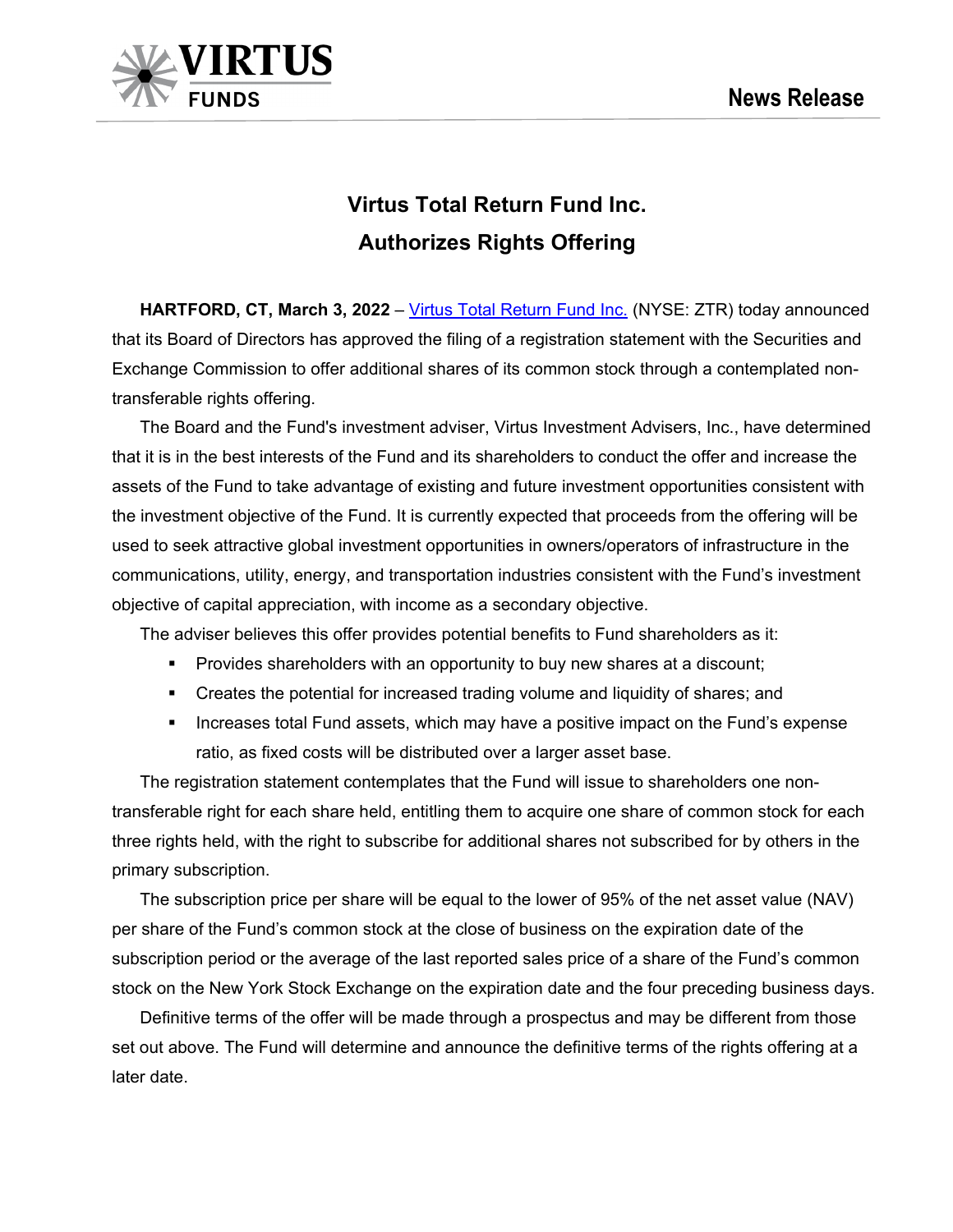VIRTUS FUNDS

News Release

# Virtus Total Return Fund Inc.
# Authorizes Rights Offering

**HARTFORD, CT, March 3, 2022** – Virtus Total Return Fund Inc. (NYSE: ZTR) today announced that its Board of Directors has approved the filing of a registration statement with the Securities and Exchange Commission to offer additional shares of its common stock through a contemplated non-transferable rights offering.

The Board and the Fund's investment adviser, Virtus Investment Advisers, Inc., have determined that it is in the best interests of the Fund and its shareholders to conduct the offer and increase the assets of the Fund to take advantage of existing and future investment opportunities consistent with the investment objective of the Fund. It is currently expected that proceeds from the offering will be used to seek attractive global investment opportunities in owners/operators of infrastructure in the communications, utility, energy, and transportation industries consistent with the Fund's investment objective of capital appreciation, with income as a secondary objective.

The adviser believes this offer provides potential benefits to Fund shareholders as it:

- Provides shareholders with an opportunity to buy new shares at a discount;
- Creates the potential for increased trading volume and liquidity of shares; and
- Increases total Fund assets, which may have a positive impact on the Fund's expense ratio, as fixed costs will be distributed over a larger asset base.

The registration statement contemplates that the Fund will issue to shareholders one non-transferable right for each share held, entitling them to acquire one share of common stock for each three rights held, with the right to subscribe for additional shares not subscribed for by others in the primary subscription.

The subscription price per share will be equal to the lower of 95% of the net asset value (NAV) per share of the Fund's common stock at the close of business on the expiration date of the subscription period or the average of the last reported sales price of a share of the Fund's common stock on the New York Stock Exchange on the expiration date and the four preceding business days.

Definitive terms of the offer will be made through a prospectus and may be different from those set out above. The Fund will determine and announce the definitive terms of the rights offering at a later date.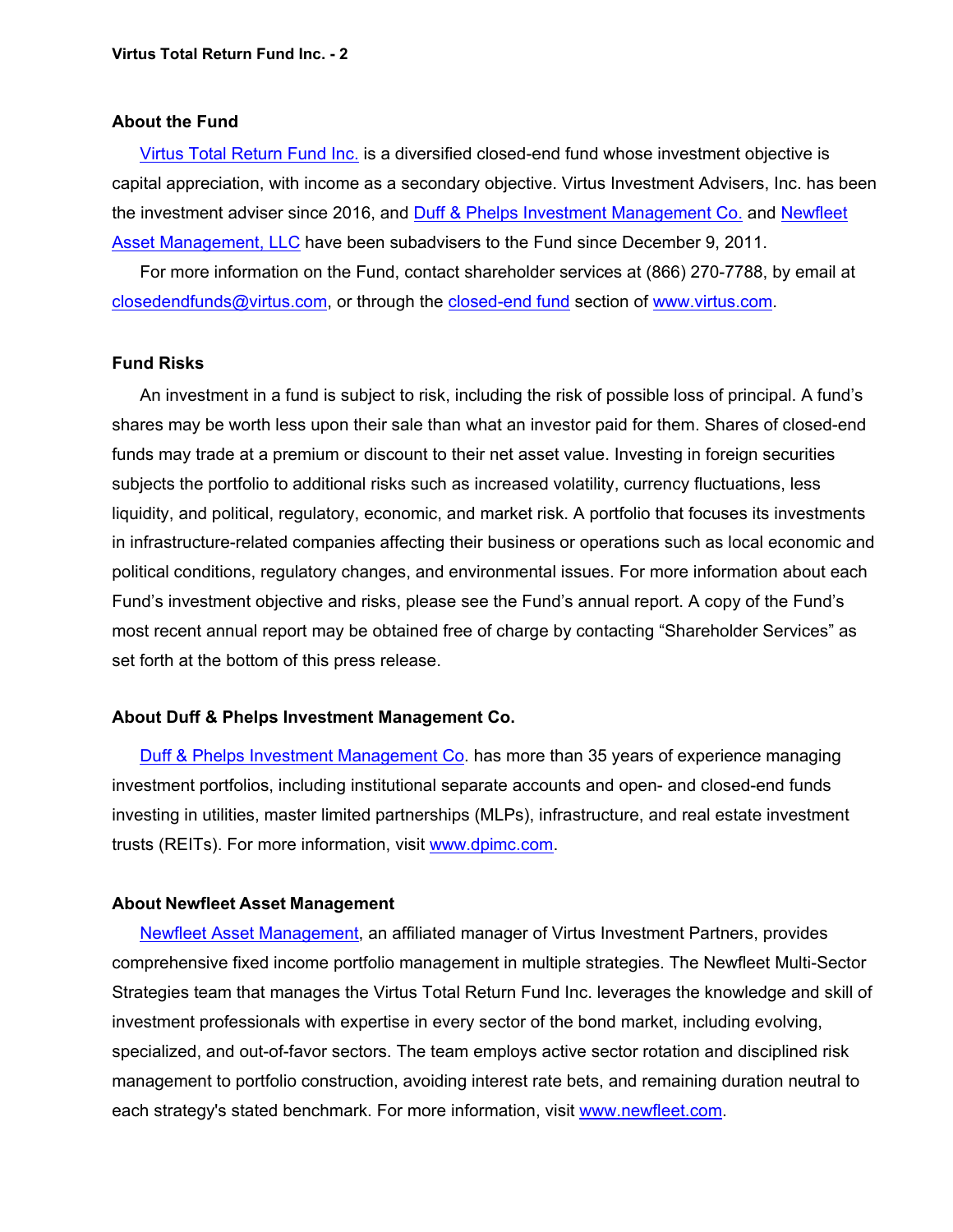## About the Fund

Virtus Total Return Fund Inc. is a diversified closed-end fund whose investment objective is capital appreciation, with income as a secondary objective. Virtus Investment Advisers, Inc. has been the investment adviser since 2016, and Duff & Phelps Investment Management Co. and Newfleet Asset Management, LLC have been subadvisers to the Fund since December 9, 2011.

For more information on the Fund, contact shareholder services at (866) 270-7788, by email at closedendfunds@virtus.com, or through the closed-end fund section of www.virtus.com.

## Fund Risks

An investment in a fund is subject to risk, including the risk of possible loss of principal. A fund's shares may be worth less upon their sale than what an investor paid for them. Shares of closed-end funds may trade at a premium or discount to their net asset value. Investing in foreign securities subjects the portfolio to additional risks such as increased volatility, currency fluctuations, less liquidity, and political, regulatory, economic, and market risk. A portfolio that focuses its investments in infrastructure-related companies affecting their business or operations such as local economic and political conditions, regulatory changes, and environmental issues. For more information about each Fund's investment objective and risks, please see the Fund's annual report. A copy of the Fund's most recent annual report may be obtained free of charge by contacting "Shareholder Services" as set forth at the bottom of this press release.

## About Duff & Phelps Investment Management Co.

Duff & Phelps Investment Management Co. has more than 35 years of experience managing investment portfolios, including institutional separate accounts and open- and closed-end funds investing in utilities, master limited partnerships (MLPs), infrastructure, and real estate investment trusts (REITs). For more information, visit www.dpimc.com.

## About Newfleet Asset Management

Newfleet Asset Management, an affiliated manager of Virtus Investment Partners, provides comprehensive fixed income portfolio management in multiple strategies. The Newfleet Multi-Sector Strategies team that manages the Virtus Total Return Fund Inc. leverages the knowledge and skill of investment professionals with expertise in every sector of the bond market, including evolving, specialized, and out-of-favor sectors. The team employs active sector rotation and disciplined risk management to portfolio construction, avoiding interest rate bets, and remaining duration neutral to each strategy's stated benchmark. For more information, visit www.newfleet.com.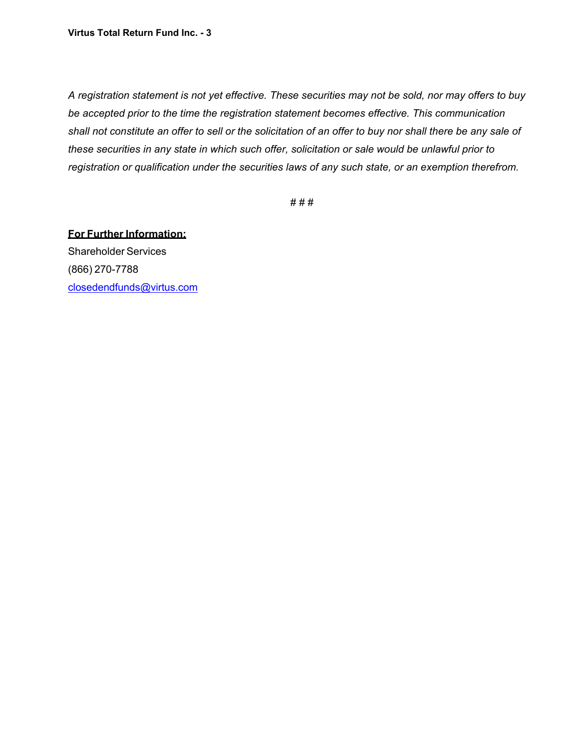*A registration statement is not yet effective. These securities may not be sold, nor may offers to buy be accepted prior to the time the registration statement becomes effective. This communication shall not constitute an offer to sell or the solicitation of an offer to buy nor shall there be any sale of these securities in any state in which such offer, solicitation or sale would be unlawful prior to registration or qualification under the securities laws of any such state, or an exemption therefrom.*

# # #

**For Further Information:**

Shareholder Services
(866) 270-7788
closedendfunds@virtus.com